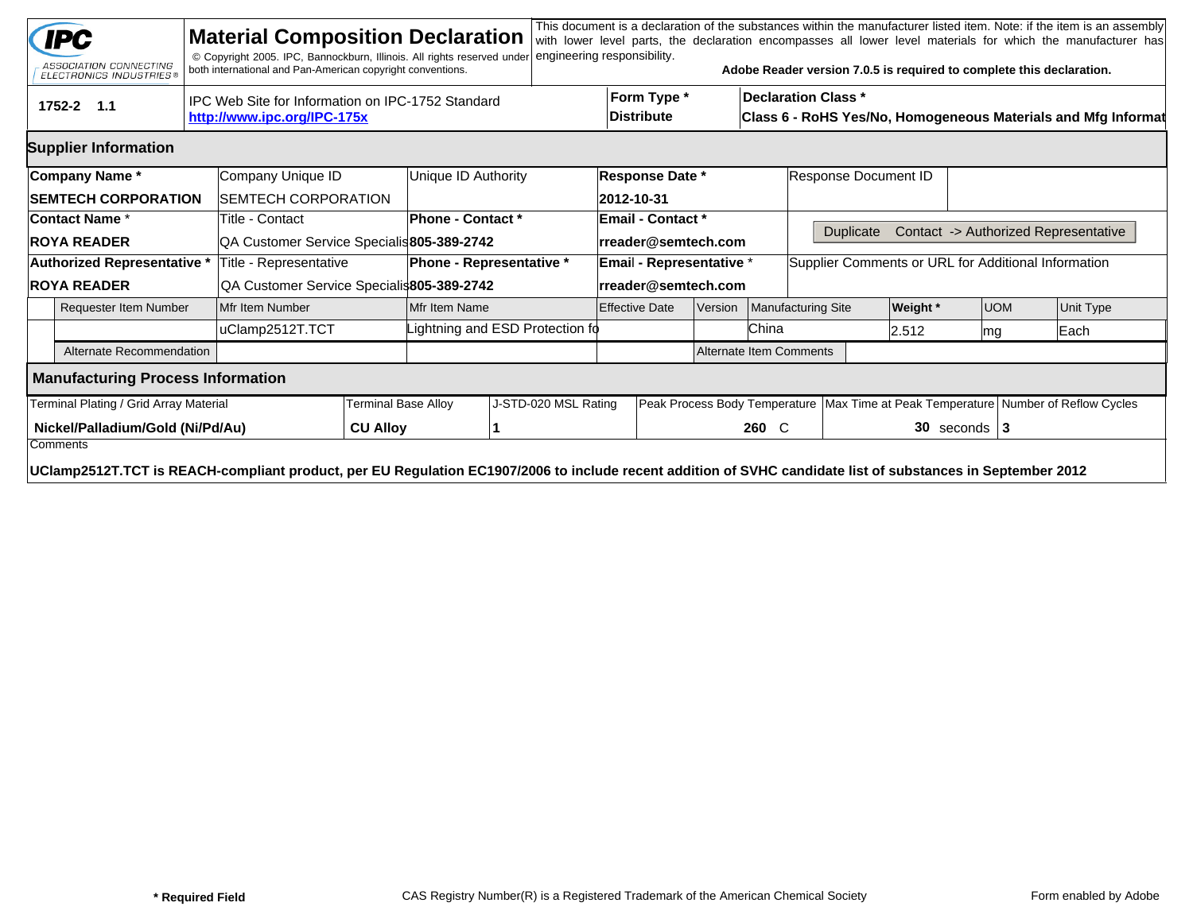# Material Composition Declaration

IPC — ASSOCIATION CONNECTING ELECTRONICS INDUSTRIES®

© Copyright 2005. IPC, Bannockburn, Illinois. All rights reserved under both international and Pan-American copyright conventions.

This document is a declaration of the substances within the manufacturer listed item. Note: if the item is an assembly with lower level parts, the declaration encompasses all lower level materials for which the manufacturer has engineering responsibility.

**Adobe Reader version 7.0.5 is required to complete this declaration.**

| 1752-2 1.1 | IPC Web Site for Information on IPC-1752 Standard | Form Type * | Declaration Class * |
|---|---|---|---|
| | **http://www.ipc.org/IPC-175x** | **Distribute** | **Class 6 - RoHS Yes/No, Homogeneous Materials and Mfg Informat** |

## Supplier Information

| Company Name * | Company Unique ID | Unique ID Authority | Response Date * | Response Document ID |
|---|---|---|---|---|
| **SEMTECH CORPORATION** | SEMTECH CORPORATION | | **2012-10-31** | |
| **Contact Name *** | **Title - Contact** | **Phone - Contact *** | **Email - Contact *** | Duplicate Contact -> Authorized Representative |
| **ROYA READER** | QA Customer Service Specialis | **805-389-2742** | **rreader@semtech.com** | |
| **Authorized Representative *** | Title - Representative | **Phone - Representative *** | **Email - Representative *** | Supplier Comments or URL for Additional Information |
| **ROYA READER** | QA Customer Service Specialis | **805-389-2742** | **rreader@semtech.com** | |

| Requester Item Number | Mfr Item Number | Mfr Item Name | Effective Date | Version | Manufacturing Site | Weight * | UOM | Unit Type |
|---|---|---|---|---|---|---|---|---|
| | uClamp2512T.TCT | Lightning and ESD Protection fo | | | China | 2.512 | mg | Each |
| Alternate Recommendation | | | | Alternate Item Comments | | | | |

## Manufacturing Process Information

| Terminal Plating / Grid Array Material | Terminal Base Alloy | J-STD-020 MSL Rating | Peak Process Body Temperature | Max Time at Peak Temperature | Number of Reflow Cycles |
|---|---|---|---|---|---|
| **Nickel/Palladium/Gold (Ni/Pd/Au)** | **CU Alloy** | **1** | **260** C | **30** seconds | **3** |

Comments

**UClamp2512T.TCT is REACH-compliant product, per EU Regulation EC1907/2006 to include recent addition of SVHC candidate list of substances in September 2012**

**\* Required Field** CAS Registry Number(R) is a Registered Trademark of the American Chemical Society Form enabled by Adobe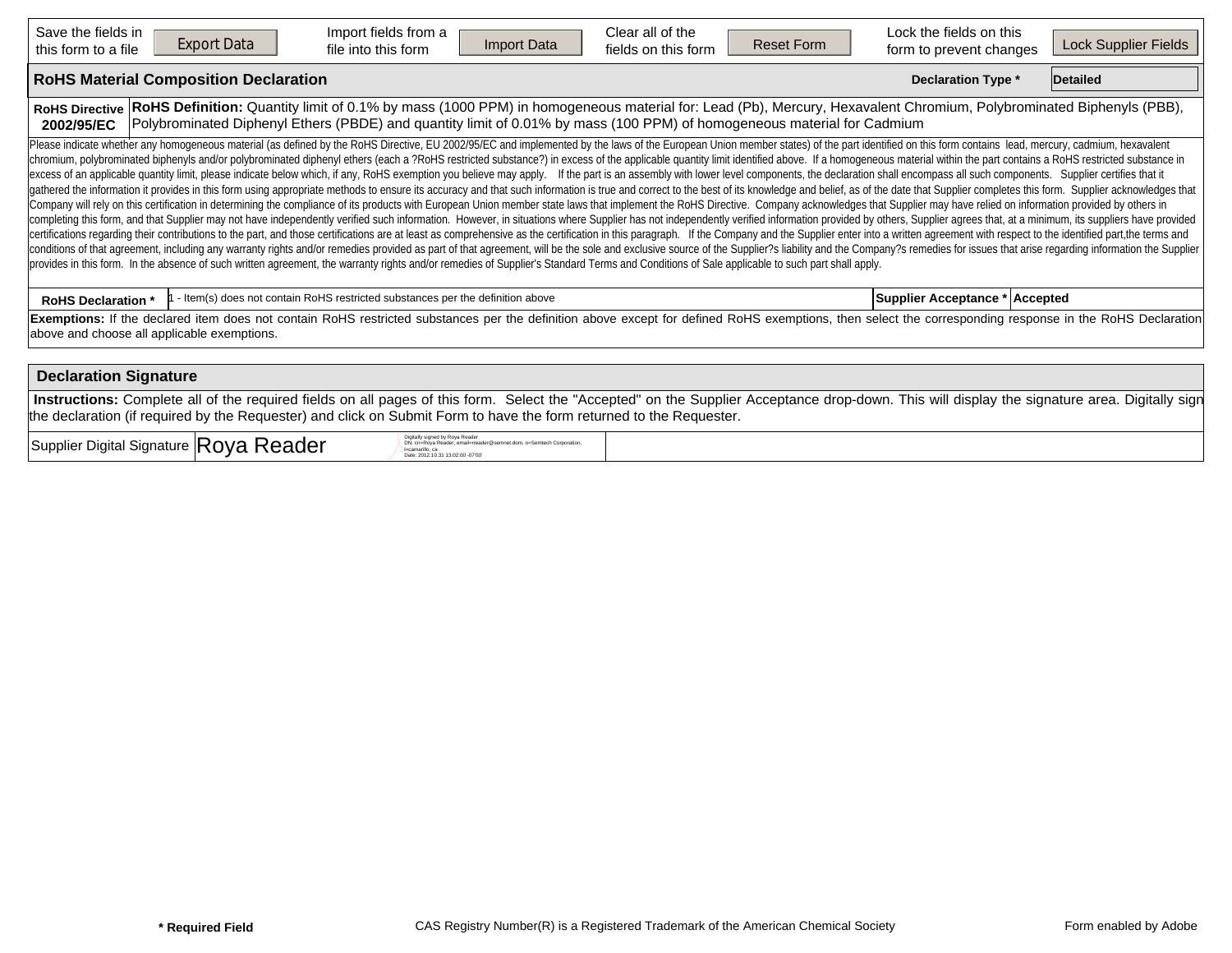| Save the fields in this form to a file | Export Data | Import fields from a file into this form | Import Data | Clear all of the fields on this form | Reset Form | Lock the fields on this form to prevent changes | Lock Supplier Fields |
|---|---|---|---|---|---|---|---|

## RoHS Material Composition Declaration

**Declaration Type *** Detailed

| **RoHS Directive 2002/95/EC** | **RoHS Definition:** Quantity limit of 0.1% by mass (1000 PPM) in homogeneous material for: Lead (Pb), Mercury, Hexavalent Chromium, Polybrominated Biphenyls (PBB), Polybrominated Diphenyl Ethers (PBDE) and quantity limit of 0.01% by mass (100 PPM) of homogeneous material for Cadmium |
|---|---|

Please indicate whether any homogeneous material (as defined by the RoHS Directive, EU 2002/95/EC and implemented by the laws of the European Union member states) of the part identified on this form contains lead, mercury, cadmium, hexavalent chromium, polybrominated biphenyls and/or polybrominated diphenyl ethers (each a ?RoHS restricted substance?) in excess of the applicable quantity limit identified above. If a homogeneous material within the part contains a RoHS restricted substance in excess of an applicable quantity limit, please indicate below which, if any, RoHS exemption you believe may apply. If the part is an assembly with lower level components, the declaration shall encompass all such components. Supplier certifies that it gathered the information it provides in this form using appropriate methods to ensure its accuracy and that such information is true and correct to the best of its knowledge and belief, as of the date that Supplier completes this form. Supplier acknowledges that Company will rely on this certification in determining the compliance of its products with European Union member state laws that implement the RoHS Directive. Company acknowledges that Supplier may have relied on information provided by others in completing this form, and that Supplier may not have independently verified such information. However, in situations where Supplier has not independently verified information provided by others, Supplier agrees that, at a minimum, its suppliers have provided certifications regarding their contributions to the part, and those certifications are at least as comprehensive as the certification in this paragraph. If the Company and the Supplier enter into a written agreement with respect to the identified part,the terms and conditions of that agreement, including any warranty rights and/or remedies provided as part of that agreement, will be the sole and exclusive source of the Supplier?s liability and the Company?s remedies for issues that arise regarding information the Supplier provides in this form. In the absence of such written agreement, the warranty rights and/or remedies of Supplier's Standard Terms and Conditions of Sale applicable to such part shall apply.

| **RoHS Declaration *** | 1 - Item(s) does not contain RoHS restricted substances per the definition above | **Supplier Acceptance *** | **Accepted** |
|---|---|---|---|

**Exemptions:** If the declared item does not contain RoHS restricted substances per the definition above except for defined RoHS exemptions, then select the corresponding response in the RoHS Declaration above and choose all applicable exemptions.

## Declaration Signature

**Instructions:** Complete all of the required fields on all pages of this form. Select the "Accepted" on the Supplier Acceptance drop-down. This will display the signature area. Digitally sign the declaration (if required by the Requester) and click on Submit Form to have the form returned to the Requester.

| Supplier Digital Signature | Roya Reader | Digitally signed by Roya Reader DN: cn=Roya Reader, email=rreader@semnet.dom, o=Semtech Corporation, l=camarillo, ca Date: 2012.10.31 13:02:00 -07'00' | |
|---|---|---|---|

**\* Required Field** CAS Registry Number(R) is a Registered Trademark of the American Chemical Society Form enabled by Adobe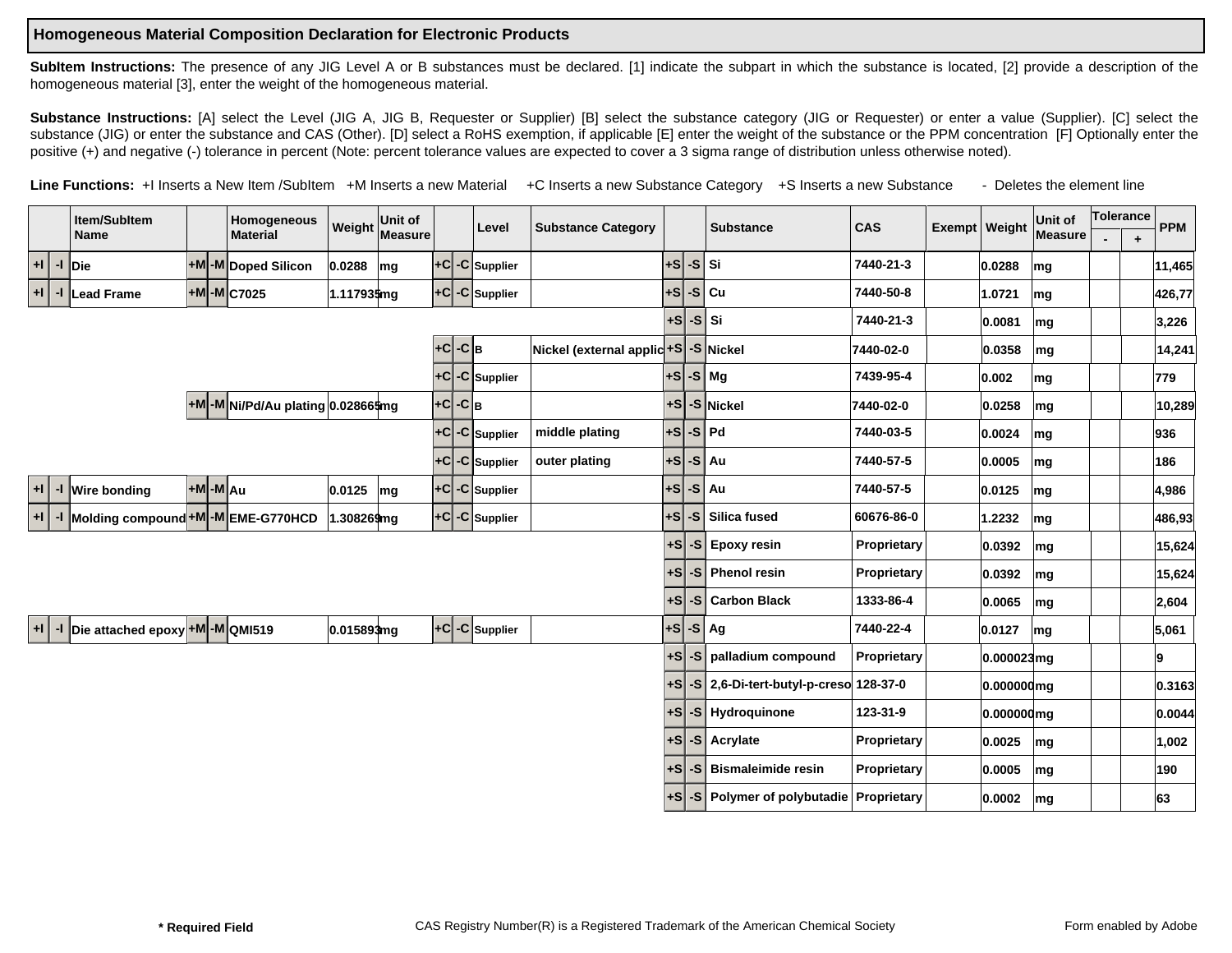## Homogeneous Material Composition Declaration for Electronic Products

**SubItem Instructions:** The presence of any JIG Level A or B substances must be declared. [1] indicate the subpart in which the substance is located, [2] provide a description of the homogeneous material [3], enter the weight of the homogeneous material.

**Substance Instructions:** [A] select the Level (JIG A, JIG B, Requester or Supplier) [B] select the substance category (JIG or Requester) or enter a value (Supplier). [C] select the substance (JIG) or enter the substance and CAS (Other). [D] select a RoHS exemption, if applicable [E] enter the weight of the substance or the PPM concentration [F] Optionally enter the positive (+) and negative (-) tolerance in percent (Note: percent tolerance values are expected to cover a 3 sigma range of distribution unless otherwise noted).

**Line Functions:** +I Inserts a New Item /SubItem +M Inserts a new Material +C Inserts a new Substance Category +S Inserts a new Substance - Deletes the element line

| | Item/SubItem Name | | Homogeneous Material | Weight | Unit of Measure | | Level | Substance Category | | Substance | CAS | Exempt | Weight | Unit of Measure | Tolerance | | PPM |
|---|---|---|---|---|---|---|---|---|---|---|---|---|---|---|---|---|---|
| | | | | | | | | | | | | | | | - | + | |
| +I -I | Die | +M -M | Doped Silicon | 0.0288 | mg | +C -C | Supplier | | +S -S | Si | 7440-21-3 | | 0.0288 | mg | | | 11,465 |
| +I -I | Lead Frame | +M -M | C7025 | 1.117935 | mg | +C -C | Supplier | | +S -S | Cu | 7440-50-8 | | 1.0721 | mg | | | 426,77 |
| | | | | | | | | | +S -S | Si | 7440-21-3 | | 0.0081 | mg | | | 3,226 |
| | | | | | | +C -C | B | Nickel (external applic | +S -S | Nickel | 7440-02-0 | | 0.0358 | mg | | | 14,241 |
| | | | | | | +C -C | Supplier | | +S -S | Mg | 7439-95-4 | | 0.002 | mg | | | 779 |
| | | +M -M | Ni/Pd/Au plating | 0.028665 | mg | +C -C | B | | +S -S | Nickel | 7440-02-0 | | 0.0258 | mg | | | 10,289 |
| | | | | | | +C -C | Supplier | middle plating | +S -S | Pd | 7440-03-5 | | 0.0024 | mg | | | 936 |
| | | | | | | +C -C | Supplier | outer plating | +S -S | Au | 7440-57-5 | | 0.0005 | mg | | | 186 |
| +I -I | Wire bonding | +M -M | Au | 0.0125 | mg | +C -C | Supplier | | +S -S | Au | 7440-57-5 | | 0.0125 | mg | | | 4,986 |
| +I -I | Molding compound | +M -M | EME-G770HCD | 1.308269 | mg | +C -C | Supplier | | +S -S | Silica fused | 60676-86-0 | | 1.2232 | mg | | | 486,93 |
| | | | | | | | | | +S -S | Epoxy resin | Proprietary | | 0.0392 | mg | | | 15,624 |
| | | | | | | | | | +S -S | Phenol resin | Proprietary | | 0.0392 | mg | | | 15,624 |
| | | | | | | | | | +S -S | Carbon Black | 1333-86-4 | | 0.0065 | mg | | | 2,604 |
| +I -I | Die attached epoxy | +M -M | QMI519 | 0.015893 | mg | +C -C | Supplier | | +S -S | Ag | 7440-22-4 | | 0.0127 | mg | | | 5,061 |
| | | | | | | | | | +S -S | palladium compound | Proprietary | | 0.000023 | mg | | | 9 |
| | | | | | | | | | +S -S | 2,6-Di-tert-butyl-p-creso | 128-37-0 | | 0.000000 | mg | | | 0.3163 |
| | | | | | | | | | +S -S | Hydroquinone | 123-31-9 | | 0.000000 | mg | | | 0.0044 |
| | | | | | | | | | +S -S | Acrylate | Proprietary | | 0.0025 | mg | | | 1,002 |
| | | | | | | | | | +S -S | Bismaleimide resin | Proprietary | | 0.0005 | mg | | | 190 |
| | | | | | | | | | +S -S | Polymer of polybutadie | Proprietary | | 0.0002 | mg | | | 63 |

**\* Required Field** CAS Registry Number(R) is a Registered Trademark of the American Chemical Society Form enabled by Adobe